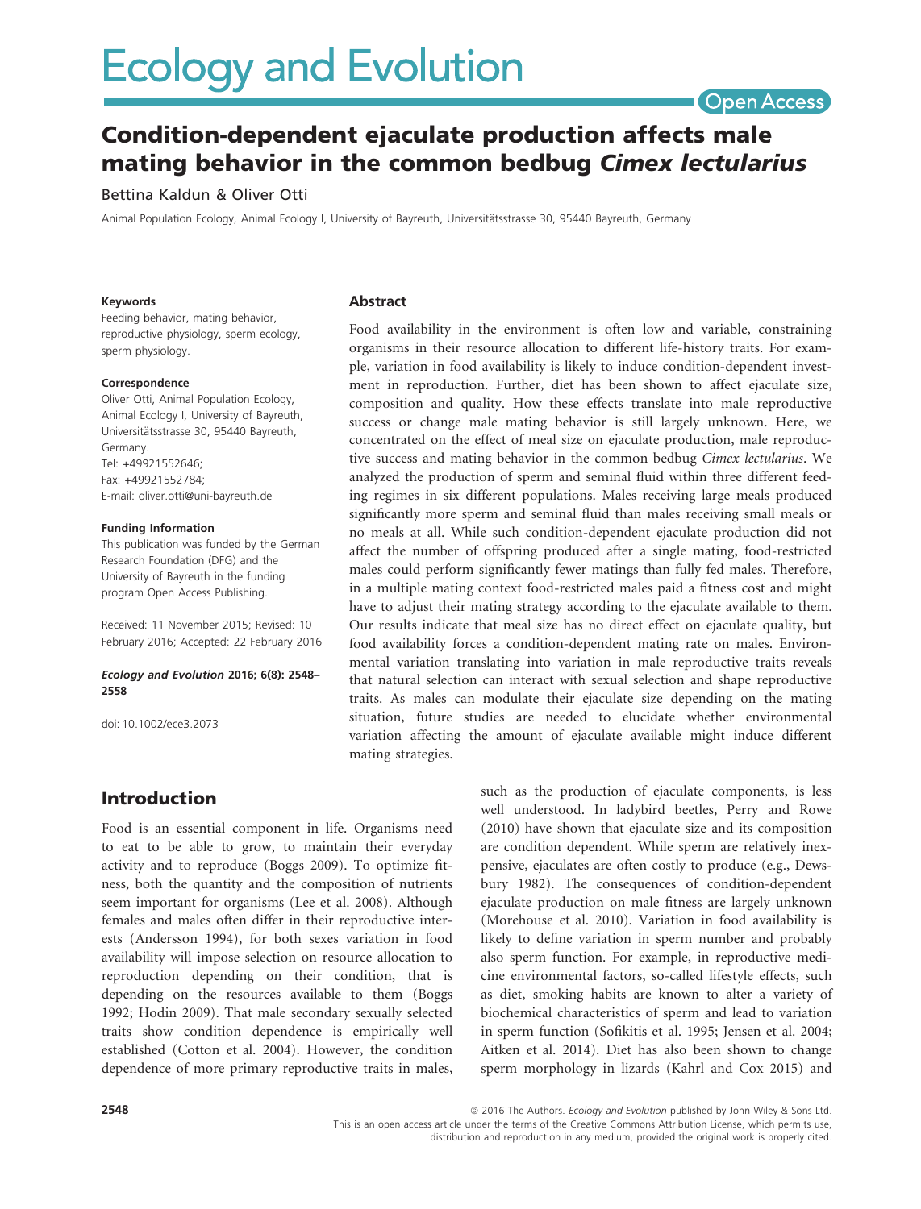# Condition-dependent ejaculate production affects male mating behavior in the common bedbug *Cimex lectularius*

Bettina Kaldun & Oliver Otti

Animal Population Ecology, Animal Ecology I, University of Bayreuth, Universitätsstrasse 30, 95440 Bayreuth, Germany

**Keywords**

Feeding behavior, mating behavior, reproductive physiology, sperm ecology, sperm physiology.

**Correspondence**

Oliver Otti, Animal Population Ecology, Animal Ecology I, University of Bayreuth, Universitätsstrasse 30, 95440 Bayreuth, Germany.
Tel: +49921552646;
Fax: +49921552784;
E-mail: oliver.otti@uni-bayreuth.de

**Funding Information**

This publication was funded by the German Research Foundation (DFG) and the University of Bayreuth in the funding program Open Access Publishing.

Received: 11 November 2015; Revised: 10 February 2016; Accepted: 22 February 2016

***Ecology and Evolution* 2016; 6(8): 2548–2558**

doi: 10.1002/ece3.2073

## Abstract

Food availability in the environment is often low and variable, constraining organisms in their resource allocation to different life-history traits. For example, variation in food availability is likely to induce condition-dependent investment in reproduction. Further, diet has been shown to affect ejaculate size, composition and quality. How these effects translate into male reproductive success or change male mating behavior is still largely unknown. Here, we concentrated on the effect of meal size on ejaculate production, male reproductive success and mating behavior in the common bedbug *Cimex lectularius*. We analyzed the production of sperm and seminal fluid within three different feeding regimes in six different populations. Males receiving large meals produced significantly more sperm and seminal fluid than males receiving small meals or no meals at all. While such condition-dependent ejaculate production did not affect the number of offspring produced after a single mating, food-restricted males could perform significantly fewer matings than fully fed males. Therefore, in a multiple mating context food-restricted males paid a fitness cost and might have to adjust their mating strategy according to the ejaculate available to them. Our results indicate that meal size has no direct effect on ejaculate quality, but food availability forces a condition-dependent mating rate on males. Environmental variation translating into variation in male reproductive traits reveals that natural selection can interact with sexual selection and shape reproductive traits. As males can modulate their ejaculate size depending on the mating situation, future studies are needed to elucidate whether environmental variation affecting the amount of ejaculate available might induce different mating strategies.

## Introduction

Food is an essential component in life. Organisms need to eat to be able to grow, to maintain their everyday activity and to reproduce (Boggs 2009). To optimize fitness, both the quantity and the composition of nutrients seem important for organisms (Lee et al. 2008). Although females and males often differ in their reproductive interests (Andersson 1994), for both sexes variation in food availability will impose selection on resource allocation to reproduction depending on their condition, that is depending on the resources available to them (Boggs 1992; Hodin 2009). That male secondary sexually selected traits show condition dependence is empirically well established (Cotton et al. 2004). However, the condition dependence of more primary reproductive traits in males, such as the production of ejaculate components, is less well understood. In ladybird beetles, Perry and Rowe (2010) have shown that ejaculate size and its composition are condition dependent. While sperm are relatively inexpensive, ejaculates are often costly to produce (e.g., Dewsbury 1982). The consequences of condition-dependent ejaculate production on male fitness are largely unknown (Morehouse et al. 2010). Variation in food availability is likely to define variation in sperm number and probably also sperm function. For example, in reproductive medicine environmental factors, so-called lifestyle effects, such as diet, smoking habits are known to alter a variety of biochemical characteristics of sperm and lead to variation in sperm function (Sofikitis et al. 1995; Jensen et al. 2004; Aitken et al. 2014). Diet has also been shown to change sperm morphology in lizards (Kahrl and Cox 2015) and

© 2016 The Authors. *Ecology and Evolution* published by John Wiley & Sons Ltd.
This is an open access article under the terms of the Creative Commons Attribution License, which permits use, distribution and reproduction in any medium, provided the original work is properly cited.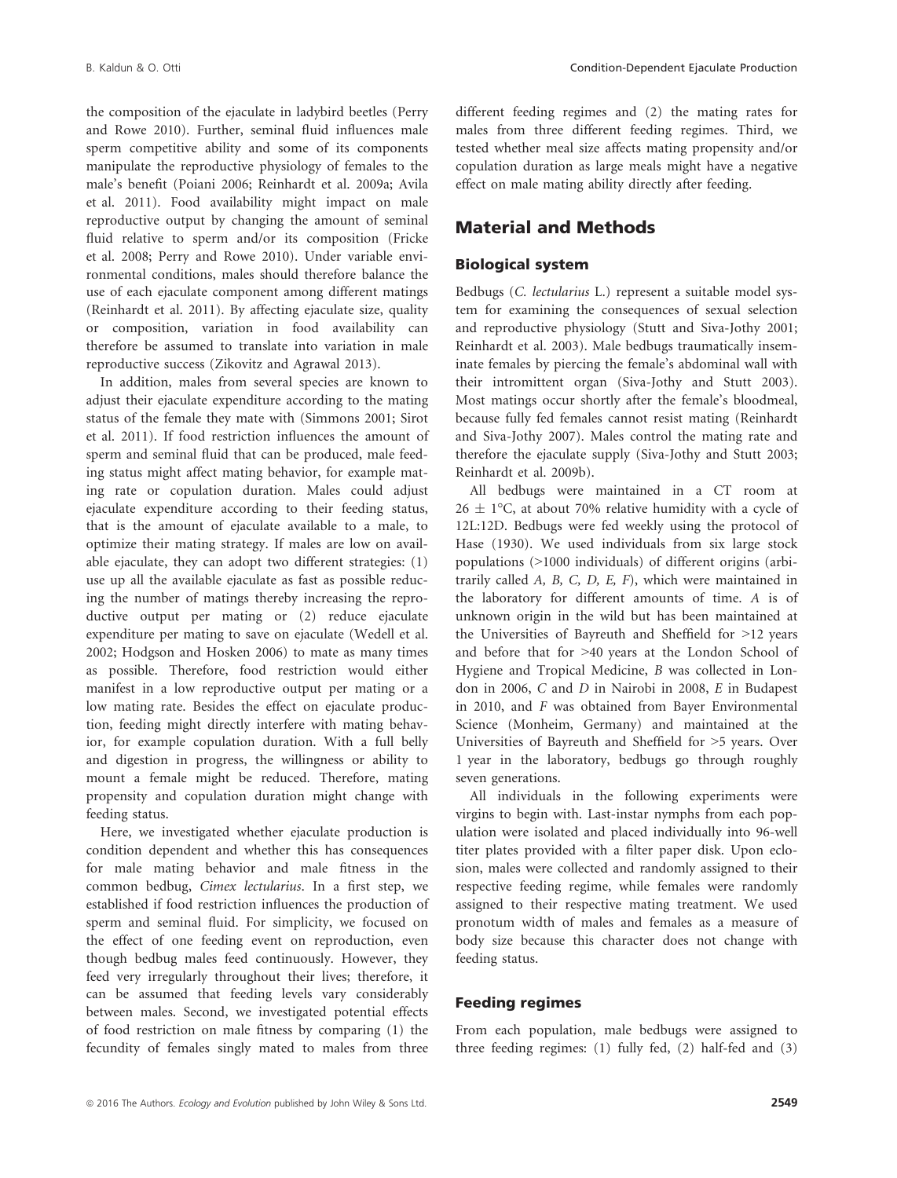the composition of the ejaculate in ladybird beetles (Perry and Rowe 2010). Further, seminal fluid influences male sperm competitive ability and some of its components manipulate the reproductive physiology of females to the male's benefit (Poiani 2006; Reinhardt et al. 2009a; Avila et al. 2011). Food availability might impact on male reproductive output by changing the amount of seminal fluid relative to sperm and/or its composition (Fricke et al. 2008; Perry and Rowe 2010). Under variable environmental conditions, males should therefore balance the use of each ejaculate component among different matings (Reinhardt et al. 2011). By affecting ejaculate size, quality or composition, variation in food availability can therefore be assumed to translate into variation in male reproductive success (Zikovitz and Agrawal 2013).

In addition, males from several species are known to adjust their ejaculate expenditure according to the mating status of the female they mate with (Simmons 2001; Sirot et al. 2011). If food restriction influences the amount of sperm and seminal fluid that can be produced, male feeding status might affect mating behavior, for example mating rate or copulation duration. Males could adjust ejaculate expenditure according to their feeding status, that is the amount of ejaculate available to a male, to optimize their mating strategy. If males are low on available ejaculate, they can adopt two different strategies: (1) use up all the available ejaculate as fast as possible reducing the number of matings thereby increasing the reproductive output per mating or (2) reduce ejaculate expenditure per mating to save on ejaculate (Wedell et al. 2002; Hodgson and Hosken 2006) to mate as many times as possible. Therefore, food restriction would either manifest in a low reproductive output per mating or a low mating rate. Besides the effect on ejaculate production, feeding might directly interfere with mating behavior, for example copulation duration. With a full belly and digestion in progress, the willingness or ability to mount a female might be reduced. Therefore, mating propensity and copulation duration might change with feeding status.

Here, we investigated whether ejaculate production is condition dependent and whether this has consequences for male mating behavior and male fitness in the common bedbug, *Cimex lectularius*. In a first step, we established if food restriction influences the production of sperm and seminal fluid. For simplicity, we focused on the effect of one feeding event on reproduction, even though bedbug males feed continuously. However, they feed very irregularly throughout their lives; therefore, it can be assumed that feeding levels vary considerably between males. Second, we investigated potential effects of food restriction on male fitness by comparing (1) the fecundity of females singly mated to males from three different feeding regimes and (2) the mating rates for males from three different feeding regimes. Third, we tested whether meal size affects mating propensity and/or copulation duration as large meals might have a negative effect on male mating ability directly after feeding.

## Material and Methods

### Biological system

Bedbugs (*C. lectularius* L.) represent a suitable model system for examining the consequences of sexual selection and reproductive physiology (Stutt and Siva-Jothy 2001; Reinhardt et al. 2003). Male bedbugs traumatically inseminate females by piercing the female's abdominal wall with their intromittent organ (Siva-Jothy and Stutt 2003). Most matings occur shortly after the female's bloodmeal, because fully fed females cannot resist mating (Reinhardt and Siva-Jothy 2007). Males control the mating rate and therefore the ejaculate supply (Siva-Jothy and Stutt 2003; Reinhardt et al. 2009b).

All bedbugs were maintained in a CT room at $26 \pm 1$°C, at about 70% relative humidity with a cycle of 12L:12D. Bedbugs were fed weekly using the protocol of Hase (1930). We used individuals from six large stock populations (>1000 individuals) of different origins (arbitrarily called *A, B, C, D, E, F*), which were maintained in the laboratory for different amounts of time. *A* is of unknown origin in the wild but has been maintained at the Universities of Bayreuth and Sheffield for >12 years and before that for >40 years at the London School of Hygiene and Tropical Medicine, *B* was collected in London in 2006, *C* and *D* in Nairobi in 2008, *E* in Budapest in 2010, and *F* was obtained from Bayer Environmental Science (Monheim, Germany) and maintained at the Universities of Bayreuth and Sheffield for >5 years. Over 1 year in the laboratory, bedbugs go through roughly seven generations.

All individuals in the following experiments were virgins to begin with. Last-instar nymphs from each population were isolated and placed individually into 96-well titer plates provided with a filter paper disk. Upon eclosion, males were collected and randomly assigned to their respective feeding regime, while females were randomly assigned to their respective mating treatment. We used pronotum width of males and females as a measure of body size because this character does not change with feeding status.

### Feeding regimes

From each population, male bedbugs were assigned to three feeding regimes: (1) fully fed, (2) half-fed and (3)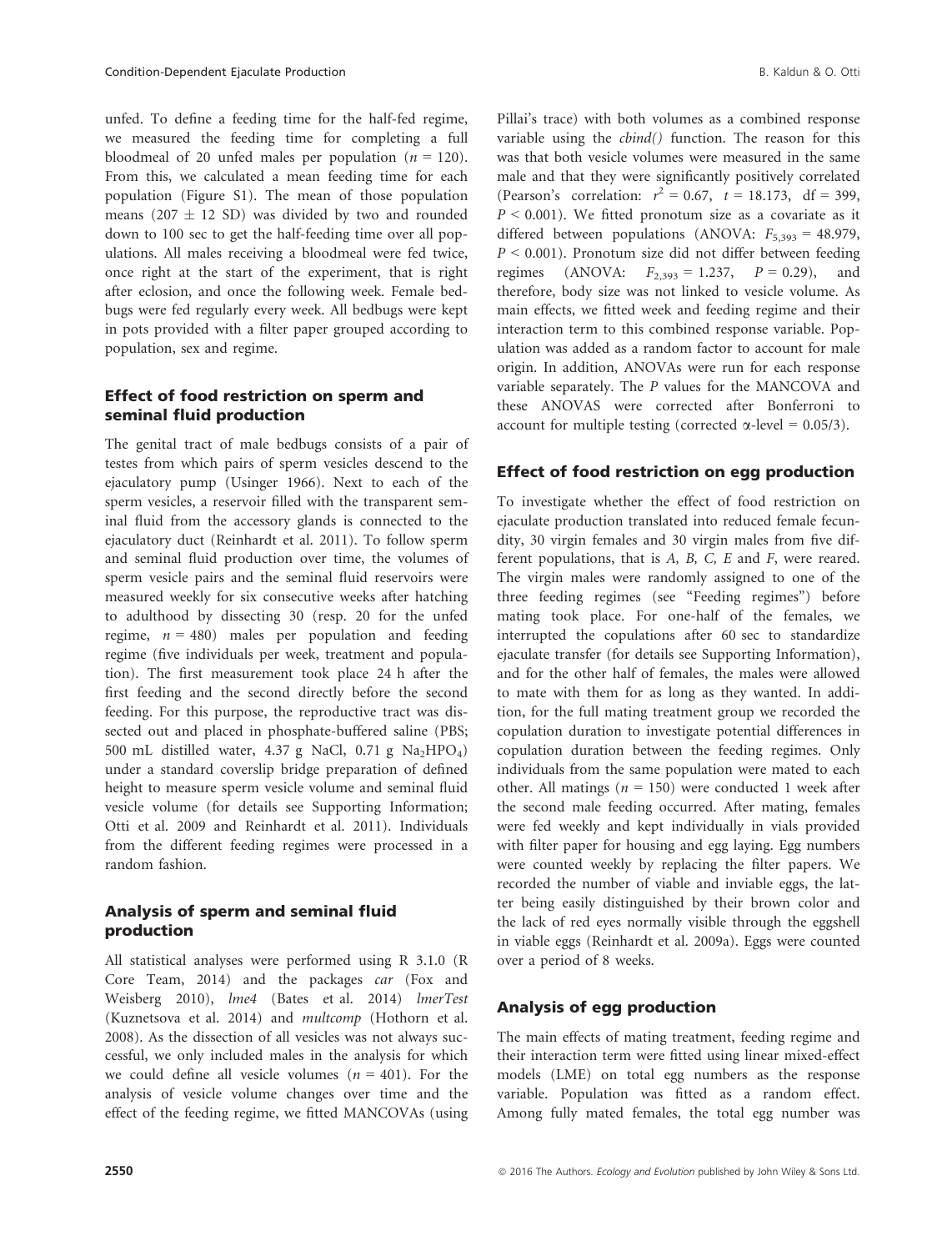unfed. To define a feeding time for the half-fed regime, we measured the feeding time for completing a full bloodmeal of 20 unfed males per population ($n = 120$). From this, we calculated a mean feeding time for each population (Figure S1). The mean of those population means ($207 \pm 12$ SD) was divided by two and rounded down to 100 sec to get the half-feeding time over all populations. All males receiving a bloodmeal were fed twice, once right at the start of the experiment, that is right after eclosion, and once the following week. Female bedbugs were fed regularly every week. All bedbugs were kept in pots provided with a filter paper grouped according to population, sex and regime.

### Effect of food restriction on sperm and seminal fluid production

The genital tract of male bedbugs consists of a pair of testes from which pairs of sperm vesicles descend to the ejaculatory pump (Usinger 1966). Next to each of the sperm vesicles, a reservoir filled with the transparent seminal fluid from the accessory glands is connected to the ejaculatory duct (Reinhardt et al. 2011). To follow sperm and seminal fluid production over time, the volumes of sperm vesicle pairs and the seminal fluid reservoirs were measured weekly for six consecutive weeks after hatching to adulthood by dissecting 30 (resp. 20 for the unfed regime, $n = 480$) males per population and feeding regime (five individuals per week, treatment and population). The first measurement took place 24 h after the first feeding and the second directly before the second feeding. For this purpose, the reproductive tract was dissected out and placed in phosphate-buffered saline (PBS; 500 mL distilled water, 4.37 g NaCl, 0.71 g $Na_2HPO_4$) under a standard coverslip bridge preparation of defined height to measure sperm vesicle volume and seminal fluid vesicle volume (for details see Supporting Information; Otti et al. 2009 and Reinhardt et al. 2011). Individuals from the different feeding regimes were processed in a random fashion.

### Analysis of sperm and seminal fluid production

All statistical analyses were performed using R 3.1.0 (R Core Team, 2014) and the packages *car* (Fox and Weisberg 2010), *lme4* (Bates et al. 2014) *lmerTest* (Kuznetsova et al. 2014) and *multcomp* (Hothorn et al. 2008). As the dissection of all vesicles was not always successful, we only included males in the analysis for which we could define all vesicle volumes ($n = 401$). For the analysis of vesicle volume changes over time and the effect of the feeding regime, we fitted MANCOVAs (using Pillai's trace) with both volumes as a combined response variable using the *cbind()* function. The reason for this was that both vesicle volumes were measured in the same male and that they were significantly positively correlated (Pearson's correlation: $r^2 = 0.67$, $t = 18.173$, df = 399, $P < 0.001$). We fitted pronotum size as a covariate as it differed between populations (ANOVA: $F_{5,393} = 48.979$, $P < 0.001$). Pronotum size did not differ between feeding regimes (ANOVA: $F_{2,393} = 1.237$, $P = 0.29$), and therefore, body size was not linked to vesicle volume. As main effects, we fitted week and feeding regime and their interaction term to this combined response variable. Population was added as a random factor to account for male origin. In addition, ANOVAs were run for each response variable separately. The $P$ values for the MANCOVA and these ANOVAS were corrected after Bonferroni to account for multiple testing (corrected $\alpha$-level = 0.05/3).

### Effect of food restriction on egg production

To investigate whether the effect of food restriction on ejaculate production translated into reduced female fecundity, 30 virgin females and 30 virgin males from five different populations, that is *A, B, C, E* and *F*, were reared. The virgin males were randomly assigned to one of the three feeding regimes (see "Feeding regimes") before mating took place. For one-half of the females, we interrupted the copulations after 60 sec to standardize ejaculate transfer (for details see Supporting Information), and for the other half of females, the males were allowed to mate with them for as long as they wanted. In addition, for the full mating treatment group we recorded the copulation duration to investigate potential differences in copulation duration between the feeding regimes. Only individuals from the same population were mated to each other. All matings ($n = 150$) were conducted 1 week after the second male feeding occurred. After mating, females were fed weekly and kept individually in vials provided with filter paper for housing and egg laying. Egg numbers were counted weekly by replacing the filter papers. We recorded the number of viable and inviable eggs, the latter being easily distinguished by their brown color and the lack of red eyes normally visible through the eggshell in viable eggs (Reinhardt et al. 2009a). Eggs were counted over a period of 8 weeks.

### Analysis of egg production

The main effects of mating treatment, feeding regime and their interaction term were fitted using linear mixed-effect models (LME) on total egg numbers as the response variable. Population was fitted as a random effect. Among fully mated females, the total egg number was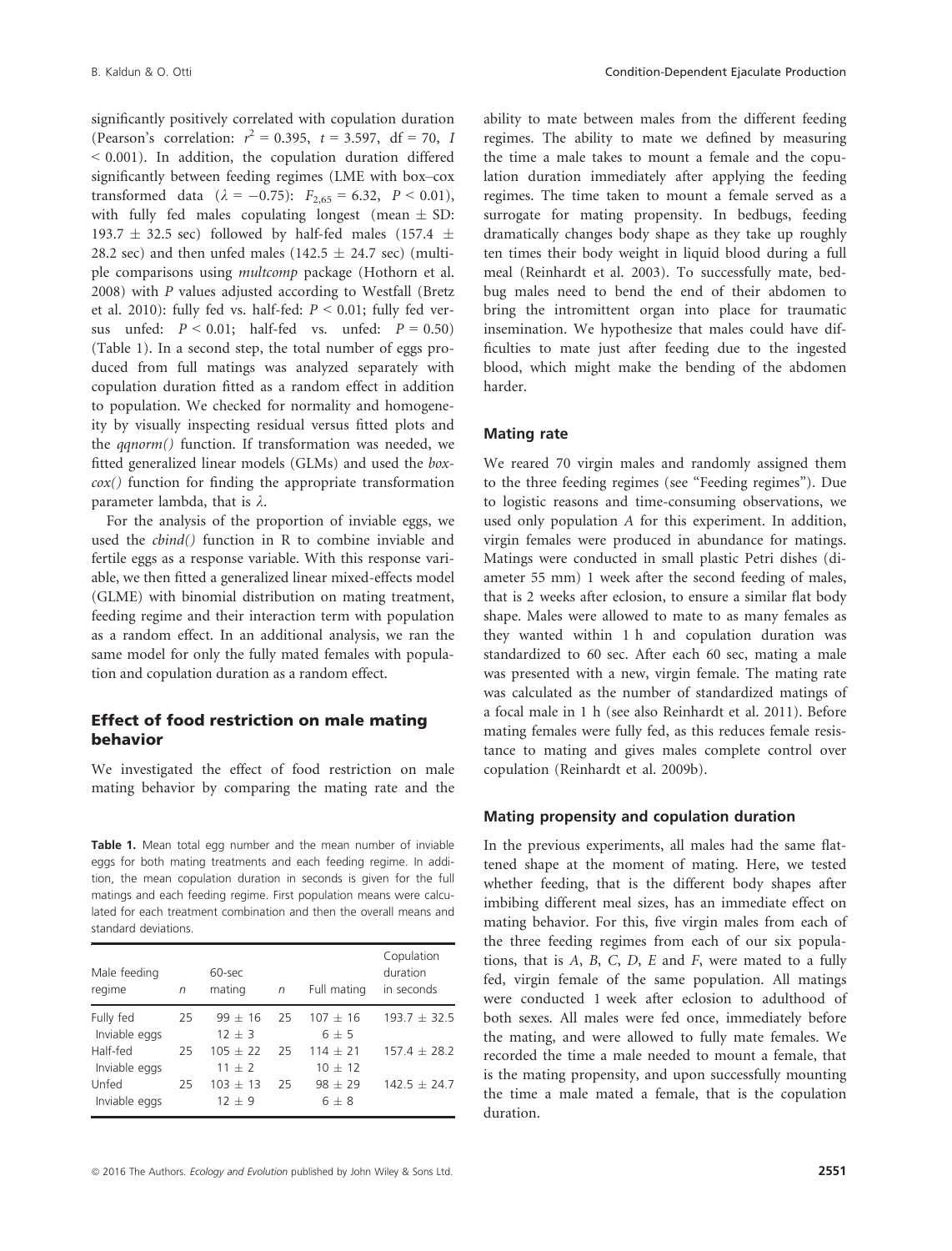significantly positively correlated with copulation duration (Pearson's correlation: $r^2 = 0.395$, $t = 3.597$, df = 70, $I < 0.001$). In addition, the copulation duration differed significantly between feeding regimes (LME with box–cox transformed data ($\lambda = -0.75$): $F_{2,65} = 6.32$, $P < 0.01$), with fully fed males copulating longest (mean ± SD: 193.7 ± 32.5 sec) followed by half-fed males (157.4 ± 28.2 sec) and then unfed males (142.5 ± 24.7 sec) (multiple comparisons using *multcomp* package (Hothorn et al. 2008) with *P* values adjusted according to Westfall (Bretz et al. 2010): fully fed vs. half-fed: $P < 0.01$; fully fed versus unfed: $P < 0.01$; half-fed vs. unfed: $P = 0.50$) (Table 1). In a second step, the total number of eggs produced from full matings was analyzed separately with copulation duration fitted as a random effect in addition to population. We checked for normality and homogeneity by visually inspecting residual versus fitted plots and the *qqnorm()* function. If transformation was needed, we fitted generalized linear models (GLMs) and used the *boxcox()* function for finding the appropriate transformation parameter lambda, that is $\lambda$.

For the analysis of the proportion of inviable eggs, we used the *cbind()* function in R to combine inviable and fertile eggs as a response variable. With this response variable, we then fitted a generalized linear mixed-effects model (GLME) with binomial distribution on mating treatment, feeding regime and their interaction term with population as a random effect. In an additional analysis, we ran the same model for only the fully mated females with population and copulation duration as a random effect.

## Effect of food restriction on male mating behavior

We investigated the effect of food restriction on male mating behavior by comparing the mating rate and the ability to mate between males from the different feeding regimes. The ability to mate we defined by measuring the time a male takes to mount a female and the copulation duration immediately after applying the feeding regimes. The time taken to mount a female served as a surrogate for mating propensity. In bedbugs, feeding dramatically changes body shape as they take up roughly ten times their body weight in liquid blood during a full meal (Reinhardt et al. 2003). To successfully mate, bedbug males need to bend the end of their abdomen to bring the intromittent organ into place for traumatic insemination. We hypothesize that males could have difficulties to mate just after feeding due to the ingested blood, which might make the bending of the abdomen harder.

**Table 1.** Mean total egg number and the mean number of inviable eggs for both mating treatments and each feeding regime. In addition, the mean copulation duration in seconds is given for the full matings and each feeding regime. First population means were calculated for each treatment combination and then the overall means and standard deviations.

| Male feeding regime | *n* | 60-sec mating | *n* | Full mating | Copulation duration in seconds |
|---|---|---|---|---|---|
| Fully fed | 25 | 99 ± 16 | 25 | 107 ± 16 | 193.7 ± 32.5 |
| Inviable eggs | | 12 ± 3 | | 6 ± 5 | |
| Half-fed | 25 | 105 ± 22 | 25 | 114 ± 21 | 157.4 ± 28.2 |
| Inviable eggs | | 11 ± 2 | | 10 ± 12 | |
| Unfed | 25 | 103 ± 13 | 25 | 98 ± 29 | 142.5 ± 24.7 |
| Inviable eggs | | 12 ± 9 | | 6 ± 8 | |

### Mating rate

We reared 70 virgin males and randomly assigned them to the three feeding regimes (see "Feeding regimes"). Due to logistic reasons and time-consuming observations, we used only population *A* for this experiment. In addition, virgin females were produced in abundance for matings. Matings were conducted in small plastic Petri dishes (diameter 55 mm) 1 week after the second feeding of males, that is 2 weeks after eclosion, to ensure a similar flat body shape. Males were allowed to mate to as many females as they wanted within 1 h and copulation duration was standardized to 60 sec. After each 60 sec, mating a male was presented with a new, virgin female. The mating rate was calculated as the number of standardized matings of a focal male in 1 h (see also Reinhardt et al. 2011). Before mating females were fully fed, as this reduces female resistance to mating and gives males complete control over copulation (Reinhardt et al. 2009b).

### Mating propensity and copulation duration

In the previous experiments, all males had the same flattened shape at the moment of mating. Here, we tested whether feeding, that is the different body shapes after imbibing different meal sizes, has an immediate effect on mating behavior. For this, five virgin males from each of the three feeding regimes from each of our six populations, that is *A*, *B*, *C*, *D*, *E* and *F*, were mated to a fully fed, virgin female of the same population. All matings were conducted 1 week after eclosion to adulthood of both sexes. All males were fed once, immediately before the mating, and were allowed to fully mate females. We recorded the time a male needed to mount a female, that is the mating propensity, and upon successfully mounting the time a male mated a female, that is the copulation duration.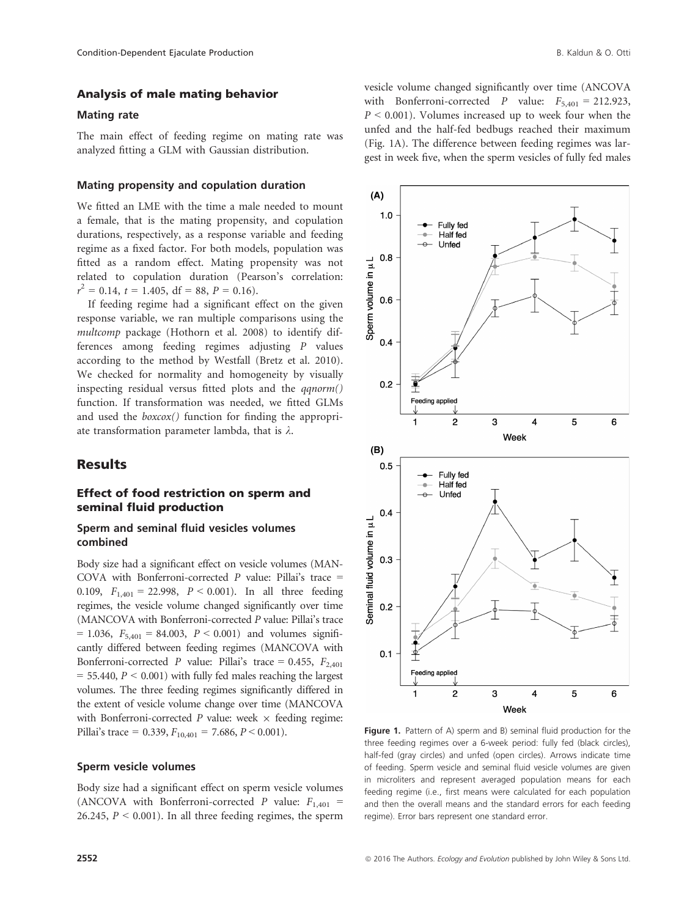### Analysis of male mating behavior

#### Mating rate

The main effect of feeding regime on mating rate was analyzed fitting a GLM with Gaussian distribution.

#### Mating propensity and copulation duration

We fitted an LME with the time a male needed to mount a female, that is the mating propensity, and copulation durations, respectively, as a response variable and feeding regime as a fixed factor. For both models, population was fitted as a random effect. Mating propensity was not related to copulation duration (Pearson's correlation: $r^2 = 0.14$, $t = 1.405$, df = 88, $P = 0.16$).

If feeding regime had a significant effect on the given response variable, we ran multiple comparisons using the *multcomp* package (Hothorn et al. 2008) to identify differences among feeding regimes adjusting $P$ values according to the method by Westfall (Bretz et al. 2010). We checked for normality and homogeneity by visually inspecting residual versus fitted plots and the *qqnorm()* function. If transformation was needed, we fitted GLMs and used the *boxcox()* function for finding the appropriate transformation parameter lambda, that is $\lambda$.

## Results

### Effect of food restriction on sperm and seminal fluid production

#### Sperm and seminal fluid vesicles volumes combined

Body size had a significant effect on vesicle volumes (MANCOVA with Bonferroni-corrected $P$ value: Pillai's trace = 0.109, $F_{1,401} = 22.998$, $P < 0.001$). In all three feeding regimes, the vesicle volume changed significantly over time (MANCOVA with Bonferroni-corrected $P$ value: Pillai's trace = 1.036, $F_{5,401} = 84.003$, $P < 0.001$) and volumes significantly differed between feeding regimes (MANCOVA with Bonferroni-corrected $P$ value: Pillai's trace = 0.455, $F_{2,401} = 55.440$, $P < 0.001$) with fully fed males reaching the largest volumes. The three feeding regimes significantly differed in the extent of vesicle volume change over time (MANCOVA with Bonferroni-corrected $P$ value: week × feeding regime: Pillai's trace = 0.339, $F_{10,401} = 7.686$, $P < 0.001$).

#### Sperm vesicle volumes

Body size had a significant effect on sperm vesicle volumes (ANCOVA with Bonferroni-corrected $P$ value: $F_{1,401} = 26.245$, $P < 0.001$). In all three feeding regimes, the sperm vesicle volume changed significantly over time (ANCOVA with Bonferroni-corrected $P$ value: $F_{5,401} = 212.923$, $P < 0.001$). Volumes increased up to week four when the unfed and the half-fed bedbugs reached their maximum (Fig. 1A). The difference between feeding regimes was largest in week five, when the sperm vesicles of fully fed males

**Figure 1.** Pattern of A) sperm and B) seminal fluid production for the three feeding regimes over a 6-week period: fully fed (black circles), half-fed (gray circles) and unfed (open circles). Arrows indicate time of feeding. Sperm vesicle and seminal fluid vesicle volumes are given in microliters and represent averaged population means for each feeding regime (i.e., first means were calculated for each population and then the overall means and the standard errors for each feeding regime). Error bars represent one standard error.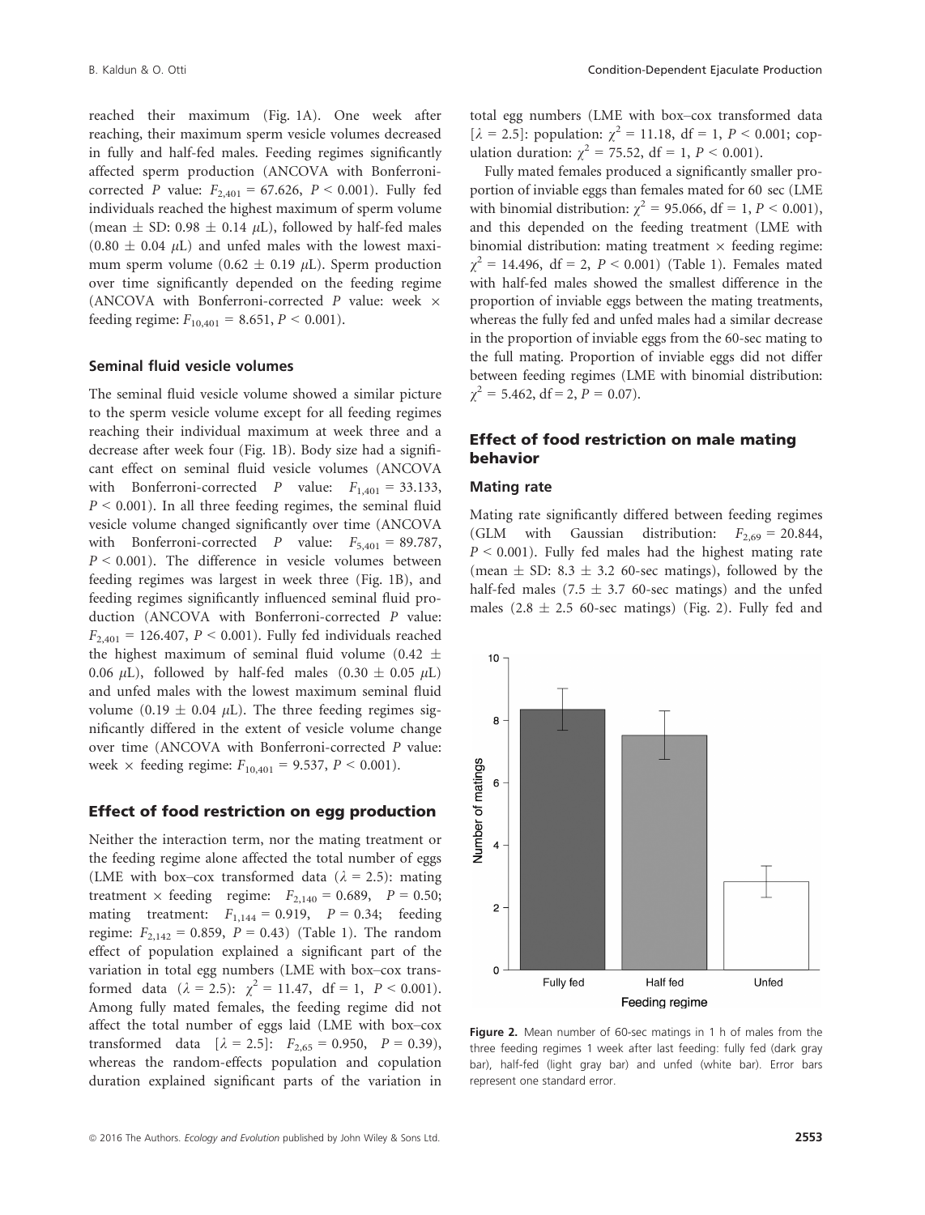reached their maximum (Fig. 1A). One week after reaching, their maximum sperm vesicle volumes decreased in fully and half-fed males. Feeding regimes significantly affected sperm production (ANCOVA with Bonferroni-corrected $P$ value: $F_{2,401} = 67.626$, $P < 0.001$). Fully fed individuals reached the highest maximum of sperm volume (mean ± SD: 0.98 ± 0.14 $\mu$L), followed by half-fed males (0.80 ± 0.04 $\mu$L) and unfed males with the lowest maximum sperm volume (0.62 ± 0.19 $\mu$L). Sperm production over time significantly depended on the feeding regime (ANCOVA with Bonferroni-corrected $P$ value: week × feeding regime: $F_{10,401} = 8.651$, $P < 0.001$).

### Seminal fluid vesicle volumes

The seminal fluid vesicle volume showed a similar picture to the sperm vesicle volume except for all feeding regimes reaching their individual maximum at week three and a decrease after week four (Fig. 1B). Body size had a significant effect on seminal fluid vesicle volumes (ANCOVA with Bonferroni-corrected $P$ value: $F_{1,401} = 33.133$, $P < 0.001$). In all three feeding regimes, the seminal fluid vesicle volume changed significantly over time (ANCOVA with Bonferroni-corrected $P$ value: $F_{5,401} = 89.787$, $P < 0.001$). The difference in vesicle volumes between feeding regimes was largest in week three (Fig. 1B), and feeding regimes significantly influenced seminal fluid production (ANCOVA with Bonferroni-corrected $P$ value: $F_{2,401} = 126.407$, $P < 0.001$). Fully fed individuals reached the highest maximum of seminal fluid volume (0.42 ± 0.06 $\mu$L), followed by half-fed males (0.30 ± 0.05 $\mu$L) and unfed males with the lowest maximum seminal fluid volume (0.19 ± 0.04 $\mu$L). The three feeding regimes significantly differed in the extent of vesicle volume change over time (ANCOVA with Bonferroni-corrected $P$ value: week × feeding regime: $F_{10,401} = 9.537$, $P < 0.001$).

## Effect of food restriction on egg production

Neither the interaction term, nor the mating treatment or the feeding regime alone affected the total number of eggs (LME with box–cox transformed data ($\lambda = 2.5$): mating treatment × feeding regime: $F_{2,140} = 0.689$, $P = 0.50$; mating treatment: $F_{1,144} = 0.919$, $P = 0.34$; feeding regime: $F_{2,142} = 0.859$, $P = 0.43$) (Table 1). The random effect of population explained a significant part of the variation in total egg numbers (LME with box–cox transformed data ($\lambda = 2.5$): $\chi^2 = 11.47$, df = 1, $P < 0.001$). Among fully mated females, the feeding regime did not affect the total number of eggs laid (LME with box–cox transformed data [$\lambda = 2.5$]: $F_{2,65} = 0.950$, $P = 0.39$), whereas the random-effects population and copulation duration explained significant parts of the variation in total egg numbers (LME with box–cox transformed data [$\lambda = 2.5$]: population: $\chi^2 = 11.18$, df = 1, $P < 0.001$; copulation duration: $\chi^2 = 75.52$, df = 1, $P < 0.001$).

Fully mated females produced a significantly smaller proportion of inviable eggs than females mated for 60 sec (LME with binomial distribution: $\chi^2 = 95.066$, df = 1, $P < 0.001$), and this depended on the feeding treatment (LME with binomial distribution: mating treatment × feeding regime: $\chi^2 = 14.496$, df = 2, $P < 0.001$) (Table 1). Females mated with half-fed males showed the smallest difference in the proportion of inviable eggs between the mating treatments, whereas the fully fed and unfed males had a similar decrease in the proportion of inviable eggs from the 60-sec mating to the full mating. Proportion of inviable eggs did not differ between feeding regimes (LME with binomial distribution: $\chi^2 = 5.462$, df = 2, $P = 0.07$).

## Effect of food restriction on male mating behavior

### Mating rate

Mating rate significantly differed between feeding regimes (GLM with Gaussian distribution: $F_{2,69} = 20.844$, $P < 0.001$). Fully fed males had the highest mating rate (mean ± SD: 8.3 ± 3.2 60-sec matings), followed by the half-fed males (7.5 ± 3.7 60-sec matings) and the unfed males (2.8 ± 2.5 60-sec matings) (Fig. 2). Fully fed and

**Figure 2.** Mean number of 60-sec matings in 1 h of males from the three feeding regimes 1 week after last feeding: fully fed (dark gray bar), half-fed (light gray bar) and unfed (white bar). Error bars represent one standard error.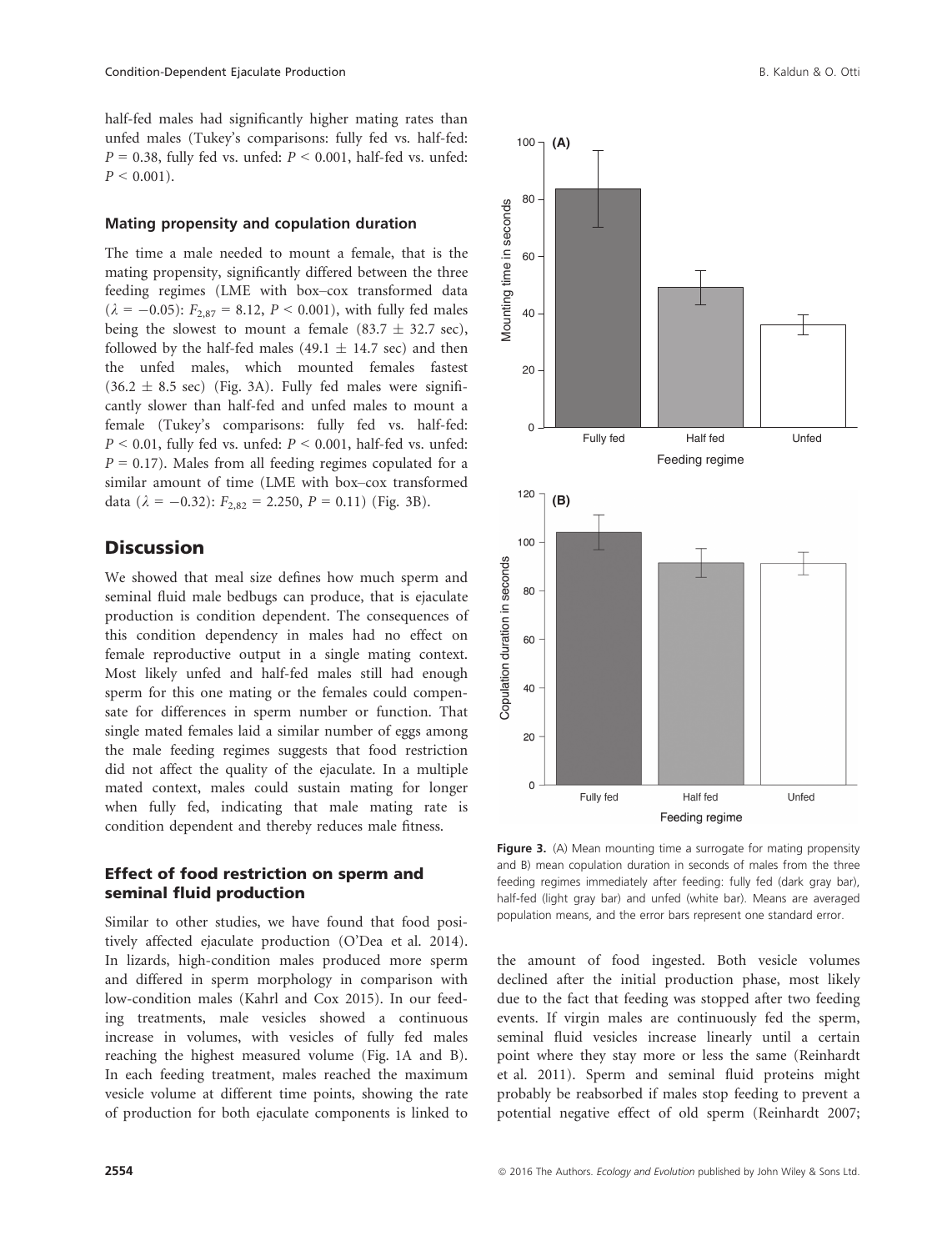half-fed males had significantly higher mating rates than unfed males (Tukey's comparisons: fully fed vs. half-fed: $P = 0.38$, fully fed vs. unfed: $P < 0.001$, half-fed vs. unfed: $P < 0.001$).

### Mating propensity and copulation duration

The time a male needed to mount a female, that is the mating propensity, significantly differed between the three feeding regimes (LME with box–cox transformed data ($\lambda = -0.05$): $F_{2,87} = 8.12$, $P < 0.001$), with fully fed males being the slowest to mount a female ($83.7 \pm 32.7$ sec), followed by the half-fed males ($49.1 \pm 14.7$ sec) and then the unfed males, which mounted females fastest ($36.2 \pm 8.5$ sec) (Fig. 3A). Fully fed males were significantly slower than half-fed and unfed males to mount a female (Tukey's comparisons: fully fed vs. half-fed: $P < 0.01$, fully fed vs. unfed: $P < 0.001$, half-fed vs. unfed: $P = 0.17$). Males from all feeding regimes copulated for a similar amount of time (LME with box–cox transformed data ($\lambda = -0.32$): $F_{2,82} = 2.250$, $P = 0.11$) (Fig. 3B).

## Discussion

We showed that meal size defines how much sperm and seminal fluid male bedbugs can produce, that is ejaculate production is condition dependent. The consequences of this condition dependency in males had no effect on female reproductive output in a single mating context. Most likely unfed and half-fed males still had enough sperm for this one mating or the females could compensate for differences in sperm number or function. That single mated females laid a similar number of eggs among the male feeding regimes suggests that food restriction did not affect the quality of the ejaculate. In a multiple mated context, males could sustain mating for longer when fully fed, indicating that male mating rate is condition dependent and thereby reduces male fitness.

### Effect of food restriction on sperm and seminal fluid production

Similar to other studies, we have found that food positively affected ejaculate production (O'Dea et al. 2014). In lizards, high-condition males produced more sperm and differed in sperm morphology in comparison with low-condition males (Kahrl and Cox 2015). In our feeding treatments, male vesicles showed a continuous increase in volumes, with vesicles of fully fed males reaching the highest measured volume (Fig. 1A and B). In each feeding treatment, males reached the maximum vesicle volume at different time points, showing the rate of production for both ejaculate components is linked to the amount of food ingested. Both vesicle volumes declined after the initial production phase, most likely due to the fact that feeding was stopped after two feeding events. If virgin males are continuously fed the sperm, seminal fluid vesicles increase linearly until a certain point where they stay more or less the same (Reinhardt et al. 2011). Sperm and seminal fluid proteins might probably be reabsorbed if males stop feeding to prevent a potential negative effect of old sperm (Reinhardt 2007;

**Figure 3.** (A) Mean mounting time a surrogate for mating propensity and B) mean copulation duration in seconds of males from the three feeding regimes immediately after feeding: fully fed (dark gray bar), half-fed (light gray bar) and unfed (white bar). Means are averaged population means, and the error bars represent one standard error.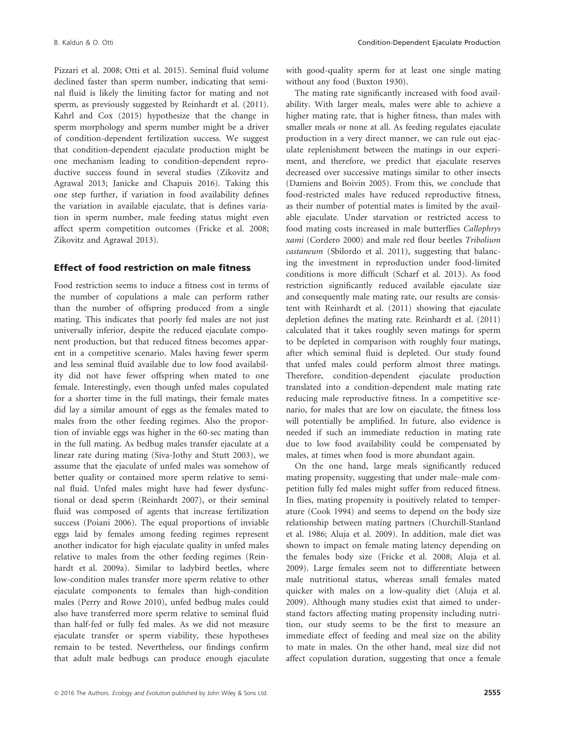Pizzari et al. 2008; Otti et al. 2015). Seminal fluid volume declined faster than sperm number, indicating that seminal fluid is likely the limiting factor for mating and not sperm, as previously suggested by Reinhardt et al. (2011). Kahrl and Cox (2015) hypothesize that the change in sperm morphology and sperm number might be a driver of condition-dependent fertilization success. We suggest that condition-dependent ejaculate production might be one mechanism leading to condition-dependent reproductive success found in several studies (Zikovitz and Agrawal 2013; Janicke and Chapuis 2016). Taking this one step further, if variation in food availability defines the variation in available ejaculate, that is defines variation in sperm number, male feeding status might even affect sperm competition outcomes (Fricke et al. 2008; Zikovitz and Agrawal 2013).

## Effect of food restriction on male fitness

Food restriction seems to induce a fitness cost in terms of the number of copulations a male can perform rather than the number of offspring produced from a single mating. This indicates that poorly fed males are not just universally inferior, despite the reduced ejaculate component production, but that reduced fitness becomes apparent in a competitive scenario. Males having fewer sperm and less seminal fluid available due to low food availability did not have fewer offspring when mated to one female. Interestingly, even though unfed males copulated for a shorter time in the full matings, their female mates did lay a similar amount of eggs as the females mated to males from the other feeding regimes. Also the proportion of inviable eggs was higher in the 60-sec mating than in the full mating. As bedbug males transfer ejaculate at a linear rate during mating (Siva-Jothy and Stutt 2003), we assume that the ejaculate of unfed males was somehow of better quality or contained more sperm relative to seminal fluid. Unfed males might have had fewer dysfunctional or dead sperm (Reinhardt 2007), or their seminal fluid was composed of agents that increase fertilization success (Poiani 2006). The equal proportions of inviable eggs laid by females among feeding regimes represent another indicator for high ejaculate quality in unfed males relative to males from the other feeding regimes (Reinhardt et al. 2009a). Similar to ladybird beetles, where low-condition males transfer more sperm relative to other ejaculate components to females than high-condition males (Perry and Rowe 2010), unfed bedbug males could also have transferred more sperm relative to seminal fluid than half-fed or fully fed males. As we did not measure ejaculate transfer or sperm viability, these hypotheses remain to be tested. Nevertheless, our findings confirm that adult male bedbugs can produce enough ejaculate with good-quality sperm for at least one single mating without any food (Buxton 1930).

The mating rate significantly increased with food availability. With larger meals, males were able to achieve a higher mating rate, that is higher fitness, than males with smaller meals or none at all. As feeding regulates ejaculate production in a very direct manner, we can rule out ejaculate replenishment between the matings in our experiment, and therefore, we predict that ejaculate reserves decreased over successive matings similar to other insects (Damiens and Boivin 2005). From this, we conclude that food-restricted males have reduced reproductive fitness, as their number of potential mates is limited by the available ejaculate. Under starvation or restricted access to food mating costs increased in male butterflies *Callophrys xami* (Cordero 2000) and male red flour beetles *Tribolium castaneum* (Sbilordo et al. 2011), suggesting that balancing the investment in reproduction under food-limited conditions is more difficult (Scharf et al. 2013). As food restriction significantly reduced available ejaculate size and consequently male mating rate, our results are consistent with Reinhardt et al. (2011) showing that ejaculate depletion defines the mating rate. Reinhardt et al. (2011) calculated that it takes roughly seven matings for sperm to be depleted in comparison with roughly four matings, after which seminal fluid is depleted. Our study found that unfed males could perform almost three matings. Therefore, condition-dependent ejaculate production translated into a condition-dependent male mating rate reducing male reproductive fitness. In a competitive scenario, for males that are low on ejaculate, the fitness loss will potentially be amplified. In future, also evidence is needed if such an immediate reduction in mating rate due to low food availability could be compensated by males, at times when food is more abundant again.

On the one hand, large meals significantly reduced mating propensity, suggesting that under male–male competition fully fed males might suffer from reduced fitness. In flies, mating propensity is positively related to temperature (Cook 1994) and seems to depend on the body size relationship between mating partners (Churchill-Stanland et al. 1986; Aluja et al. 2009). In addition, male diet was shown to impact on female mating latency depending on the females body size (Fricke et al. 2008; Aluja et al. 2009). Large females seem not to differentiate between male nutritional status, whereas small females mated quicker with males on a low-quality diet (Aluja et al. 2009). Although many studies exist that aimed to understand factors affecting mating propensity including nutrition, our study seems to be the first to measure an immediate effect of feeding and meal size on the ability to mate in males. On the other hand, meal size did not affect copulation duration, suggesting that once a female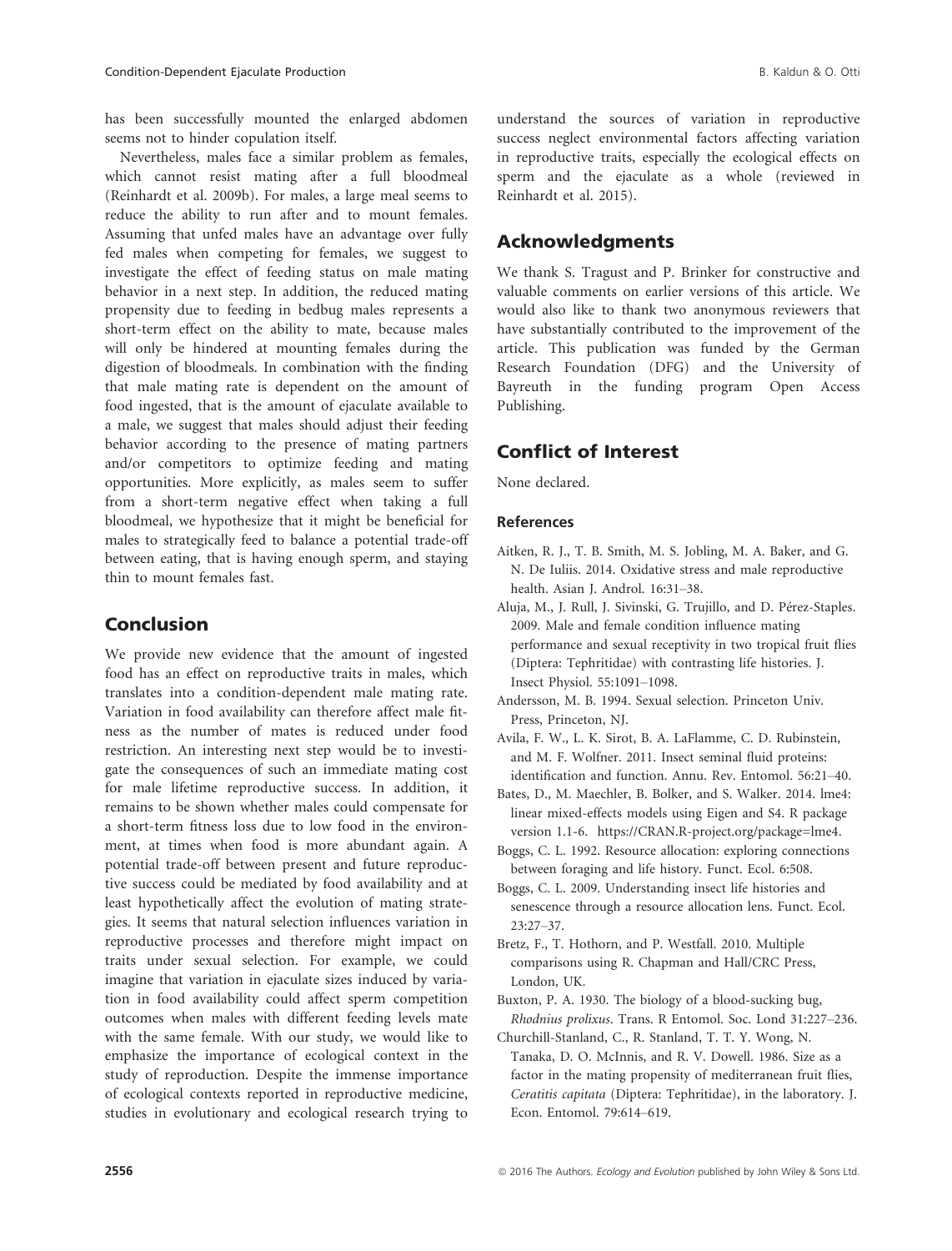has been successfully mounted the enlarged abdomen seems not to hinder copulation itself.

Nevertheless, males face a similar problem as females, which cannot resist mating after a full bloodmeal (Reinhardt et al. 2009b). For males, a large meal seems to reduce the ability to run after and to mount females. Assuming that unfed males have an advantage over fully fed males when competing for females, we suggest to investigate the effect of feeding status on male mating behavior in a next step. In addition, the reduced mating propensity due to feeding in bedbug males represents a short-term effect on the ability to mate, because males will only be hindered at mounting females during the digestion of bloodmeals. In combination with the finding that male mating rate is dependent on the amount of food ingested, that is the amount of ejaculate available to a male, we suggest that males should adjust their feeding behavior according to the presence of mating partners and/or competitors to optimize feeding and mating opportunities. More explicitly, as males seem to suffer from a short-term negative effect when taking a full bloodmeal, we hypothesize that it might be beneficial for males to strategically feed to balance a potential trade-off between eating, that is having enough sperm, and staying thin to mount females fast.

## Conclusion

We provide new evidence that the amount of ingested food has an effect on reproductive traits in males, which translates into a condition-dependent male mating rate. Variation in food availability can therefore affect male fitness as the number of mates is reduced under food restriction. An interesting next step would be to investigate the consequences of such an immediate mating cost for male lifetime reproductive success. In addition, it remains to be shown whether males could compensate for a short-term fitness loss due to low food in the environment, at times when food is more abundant again. A potential trade-off between present and future reproductive success could be mediated by food availability and at least hypothetically affect the evolution of mating strategies. It seems that natural selection influences variation in reproductive processes and therefore might impact on traits under sexual selection. For example, we could imagine that variation in ejaculate sizes induced by variation in food availability could affect sperm competition outcomes when males with different feeding levels mate with the same female. With our study, we would like to emphasize the importance of ecological context in the study of reproduction. Despite the immense importance of ecological contexts reported in reproductive medicine, studies in evolutionary and ecological research trying to understand the sources of variation in reproductive success neglect environmental factors affecting variation in reproductive traits, especially the ecological effects on sperm and the ejaculate as a whole (reviewed in Reinhardt et al. 2015).

## Acknowledgments

We thank S. Tragust and P. Brinker for constructive and valuable comments on earlier versions of this article. We would also like to thank two anonymous reviewers that have substantially contributed to the improvement of the article. This publication was funded by the German Research Foundation (DFG) and the University of Bayreuth in the funding program Open Access Publishing.

## Conflict of Interest

None declared.

### References

Aitken, R. J., T. B. Smith, M. S. Jobling, M. A. Baker, and G. N. De Iuliis. 2014. Oxidative stress and male reproductive health. Asian J. Androl. 16:31–38.

Aluja, M., J. Rull, J. Sivinski, G. Trujillo, and D. Pérez-Staples. 2009. Male and female condition influence mating performance and sexual receptivity in two tropical fruit flies (Diptera: Tephritidae) with contrasting life histories. J. Insect Physiol. 55:1091–1098.

Andersson, M. B. 1994. Sexual selection. Princeton Univ. Press, Princeton, NJ.

Avila, F. W., L. K. Sirot, B. A. LaFlamme, C. D. Rubinstein, and M. F. Wolfner. 2011. Insect seminal fluid proteins: identification and function. Annu. Rev. Entomol. 56:21–40.

Bates, D., M. Maechler, B. Bolker, and S. Walker. 2014. lme4: linear mixed-effects models using Eigen and S4. R package version 1.1-6. https://CRAN.R-project.org/package=lme4.

Boggs, C. L. 1992. Resource allocation: exploring connections between foraging and life history. Funct. Ecol. 6:508.

Boggs, C. L. 2009. Understanding insect life histories and senescence through a resource allocation lens. Funct. Ecol. 23:27–37.

Bretz, F., T. Hothorn, and P. Westfall. 2010. Multiple comparisons using R. Chapman and Hall/CRC Press, London, UK.

Buxton, P. A. 1930. The biology of a blood-sucking bug, *Rhodnius prolixus*. Trans. R Entomol. Soc. Lond 31:227–236.

Churchill-Standland, C., R. Standland, T. T. Y. Wong, N. Tanaka, D. O. McInnis, and R. V. Dowell. 1986. Size as a factor in the mating propensity of mediterranean fruit flies, *Ceratitis capitata* (Diptera: Tephritidae), in the laboratory. J. Econ. Entomol. 79:614–619.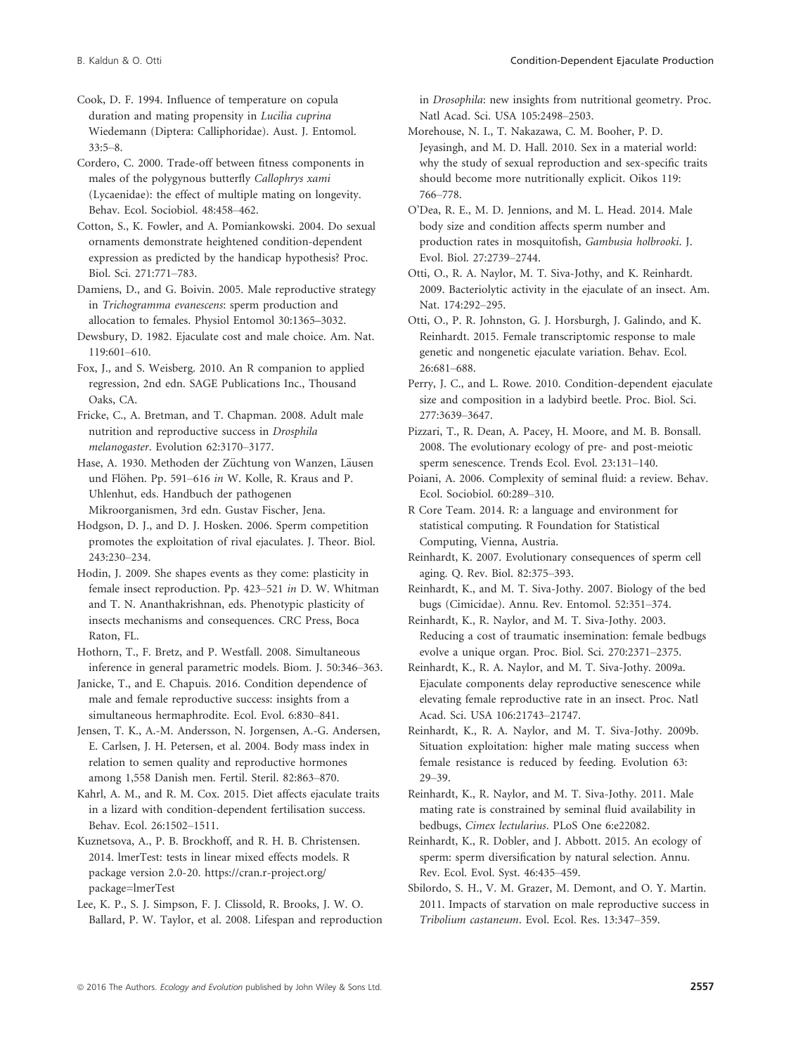Cook, D. F. 1994. Influence of temperature on copula duration and mating propensity in *Lucilia cuprina* Wiedemann (Diptera: Calliphoridae). Aust. J. Entomol. 33:5–8.

Cordero, C. 2000. Trade-off between fitness components in males of the polygynous butterfly *Callophrys xami* (Lycaenidae): the effect of multiple mating on longevity. Behav. Ecol. Sociobiol. 48:458–462.

Cotton, S., K. Fowler, and A. Pomiankowski. 2004. Do sexual ornaments demonstrate heightened condition-dependent expression as predicted by the handicap hypothesis? Proc. Biol. Sci. 271:771–783.

Damiens, D., and G. Boivin. 2005. Male reproductive strategy in *Trichogramma evanescens*: sperm production and allocation to females. Physiol Entomol 30:1365–3032.

Dewsbury, D. 1982. Ejaculate cost and male choice. Am. Nat. 119:601–610.

Fox, J., and S. Weisberg. 2010. An R companion to applied regression, 2nd edn. SAGE Publications Inc., Thousand Oaks, CA.

Fricke, C., A. Bretman, and T. Chapman. 2008. Adult male nutrition and reproductive success in *Drosphila melanogaster*. Evolution 62:3170–3177.

Hase, A. 1930. Methoden der Züchtung von Wanzen, Läusen und Flöhen. Pp. 591–616 *in* W. Kolle, R. Kraus and P. Uhlenhut, eds. Handbuch der pathogenen Mikroorganismen, 3rd edn. Gustav Fischer, Jena.

Hodgson, D. J., and D. J. Hosken. 2006. Sperm competition promotes the exploitation of rival ejaculates. J. Theor. Biol. 243:230–234.

Hodin, J. 2009. She shapes events as they come: plasticity in female insect reproduction. Pp. 423–521 *in* D. W. Whitman and T. N. Ananthakrishnan, eds. Phenotypic plasticity of insects mechanisms and consequences. CRC Press, Boca Raton, FL.

Hothorn, T., F. Bretz, and P. Westfall. 2008. Simultaneous inference in general parametric models. Biom. J. 50:346–363.

Janicke, T., and E. Chapuis. 2016. Condition dependence of male and female reproductive success: insights from a simultaneous hermaphrodite. Ecol. Evol. 6:830–841.

Jensen, T. K., A.-M. Andersson, N. Jorgensen, A.-G. Andersen, E. Carlsen, J. H. Petersen, et al. 2004. Body mass index in relation to semen quality and reproductive hormones among 1,558 Danish men. Fertil. Steril. 82:863–870.

Kahrl, A. M., and R. M. Cox. 2015. Diet affects ejaculate traits in a lizard with condition-dependent fertilisation success. Behav. Ecol. 26:1502–1511.

Kuznetsova, A., P. B. Brockhoff, and R. H. B. Christensen. 2014. lmerTest: tests in linear mixed effects models. R package version 2.0-20. https://cran.r-project.org/package=lmerTest

Lee, K. P., S. J. Simpson, F. J. Clissold, R. Brooks, J. W. O. Ballard, P. W. Taylor, et al. 2008. Lifespan and reproduction in *Drosophila*: new insights from nutritional geometry. Proc. Natl Acad. Sci. USA 105:2498–2503.

Morehouse, N. I., T. Nakazawa, C. M. Booher, P. D. Jeyasingh, and M. D. Hall. 2010. Sex in a material world: why the study of sexual reproduction and sex-specific traits should become more nutritionally explicit. Oikos 119: 766–778.

O'Dea, R. E., M. D. Jennions, and M. L. Head. 2014. Male body size and condition affects sperm number and production rates in mosquitofish, *Gambusia holbrooki*. J. Evol. Biol. 27:2739–2744.

Otti, O., R. A. Naylor, M. T. Siva-Jothy, and K. Reinhardt. 2009. Bacteriolytic activity in the ejaculate of an insect. Am. Nat. 174:292–295.

Otti, O., P. R. Johnston, G. J. Horsburgh, J. Galindo, and K. Reinhardt. 2015. Female transcriptomic response to male genetic and nongenetic ejaculate variation. Behav. Ecol. 26:681–688.

Perry, J. C., and L. Rowe. 2010. Condition-dependent ejaculate size and composition in a ladybird beetle. Proc. Biol. Sci. 277:3639–3647.

Pizzari, T., R. Dean, A. Pacey, H. Moore, and M. B. Bonsall. 2008. The evolutionary ecology of pre- and post-meiotic sperm senescence. Trends Ecol. Evol. 23:131–140.

Poiani, A. 2006. Complexity of seminal fluid: a review. Behav. Ecol. Sociobiol. 60:289–310.

R Core Team. 2014. R: a language and environment for statistical computing. R Foundation for Statistical Computing, Vienna, Austria.

Reinhardt, K. 2007. Evolutionary consequences of sperm cell aging. Q. Rev. Biol. 82:375–393.

Reinhardt, K., and M. T. Siva-Jothy. 2007. Biology of the bed bugs (Cimicidae). Annu. Rev. Entomol. 52:351–374.

Reinhardt, K., R. Naylor, and M. T. Siva-Jothy. 2003. Reducing a cost of traumatic insemination: female bedbugs evolve a unique organ. Proc. Biol. Sci. 270:2371–2375.

Reinhardt, K., R. A. Naylor, and M. T. Siva-Jothy. 2009a. Ejaculate components delay reproductive senescence while elevating female reproductive rate in an insect. Proc. Natl Acad. Sci. USA 106:21743–21747.

Reinhardt, K., R. A. Naylor, and M. T. Siva-Jothy. 2009b. Situation exploitation: higher male mating success when female resistance is reduced by feeding. Evolution 63: 29–39.

Reinhardt, K., R. Naylor, and M. T. Siva-Jothy. 2011. Male mating rate is constrained by seminal fluid availability in bedbugs, *Cimex lectularius*. PLoS One 6:e22082.

Reinhardt, K., R. Dobler, and J. Abbott. 2015. An ecology of sperm: sperm diversification by natural selection. Annu. Rev. Ecol. Evol. Syst. 46:435–459.

Sbilordo, S. H., V. M. Grazer, M. Demont, and O. Y. Martin. 2011. Impacts of starvation on male reproductive success in *Tribolium castaneum*. Evol. Ecol. Res. 13:347–359.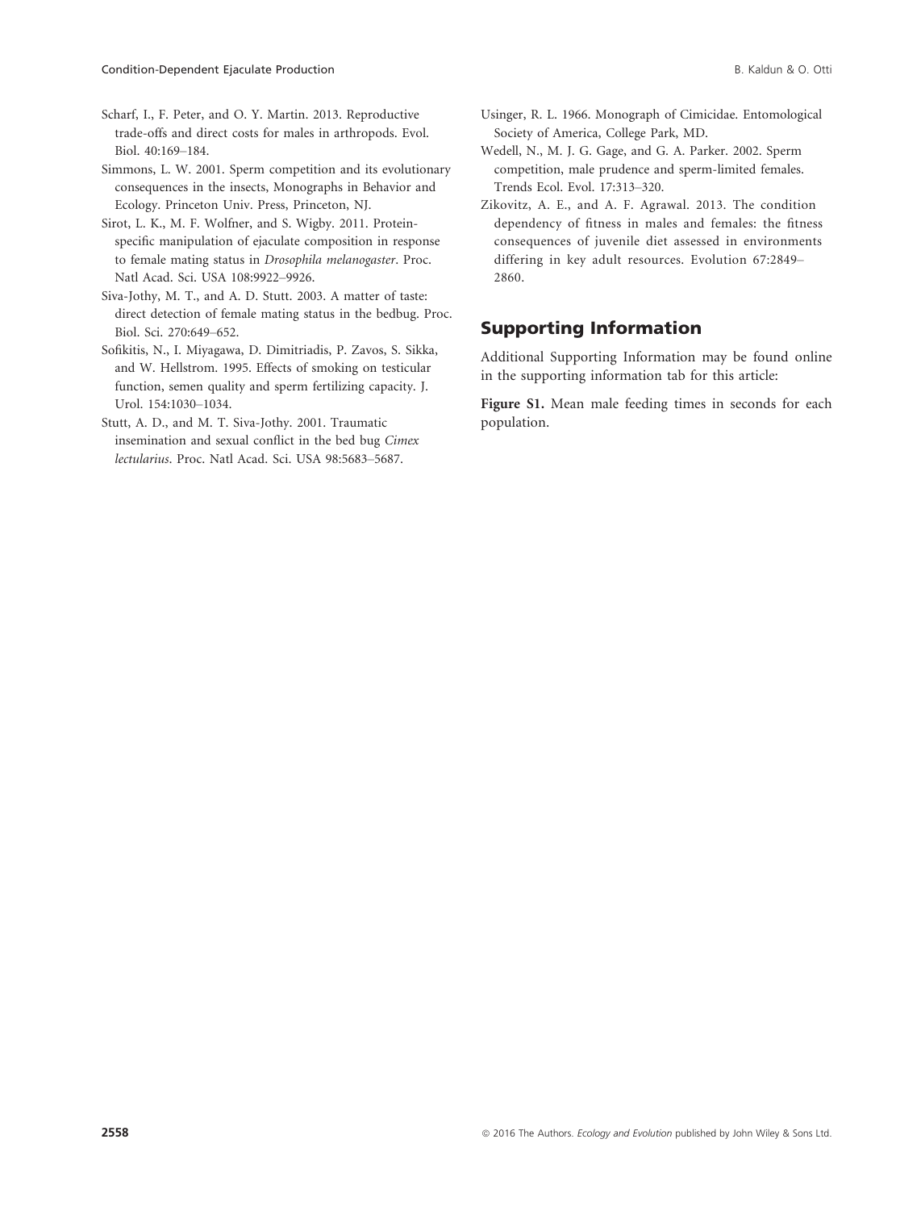Scharf, I., F. Peter, and O. Y. Martin. 2013. Reproductive trade-offs and direct costs for males in arthropods. Evol. Biol. 40:169–184.

Simmons, L. W. 2001. Sperm competition and its evolutionary consequences in the insects, Monographs in Behavior and Ecology. Princeton Univ. Press, Princeton, NJ.

Sirot, L. K., M. F. Wolfner, and S. Wigby. 2011. Protein-specific manipulation of ejaculate composition in response to female mating status in *Drosophila melanogaster*. Proc. Natl Acad. Sci. USA 108:9922–9926.

Siva-Jothy, M. T., and A. D. Stutt. 2003. A matter of taste: direct detection of female mating status in the bedbug. Proc. Biol. Sci. 270:649–652.

Sofikitis, N., I. Miyagawa, D. Dimitriadis, P. Zavos, S. Sikka, and W. Hellstrom. 1995. Effects of smoking on testicular function, semen quality and sperm fertilizing capacity. J. Urol. 154:1030–1034.

Stutt, A. D., and M. T. Siva-Jothy. 2001. Traumatic insemination and sexual conflict in the bed bug *Cimex lectularius*. Proc. Natl Acad. Sci. USA 98:5683–5687.

Usinger, R. L. 1966. Monograph of Cimicidae. Entomological Society of America, College Park, MD.

Wedell, N., M. J. G. Gage, and G. A. Parker. 2002. Sperm competition, male prudence and sperm-limited females. Trends Ecol. Evol. 17:313–320.

Zikovitz, A. E., and A. F. Agrawal. 2013. The condition dependency of fitness in males and females: the fitness consequences of juvenile diet assessed in environments differing in key adult resources. Evolution 67:2849–2860.

## Supporting Information

Additional Supporting Information may be found online in the supporting information tab for this article:

**Figure S1.** Mean male feeding times in seconds for each population.